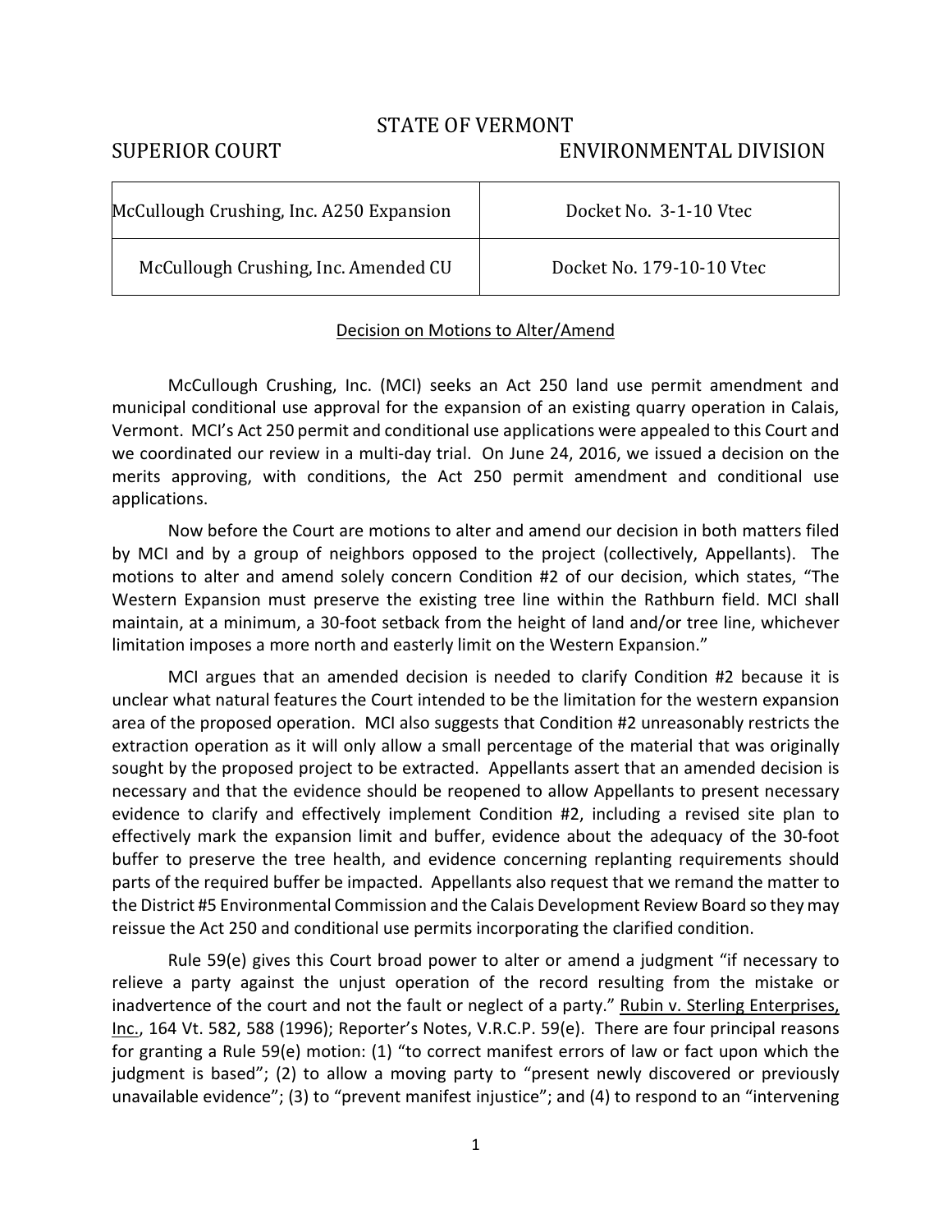STATE OF VERMONT

SUPERIOR COURT ENVIRONMENTAL DIVISION

| McCullough Crushing, Inc. A250 Expansion | Docket No. 3-1-10 Vtec |
|---|---|
| McCullough Crushing, Inc. Amended CU | Docket No. 179-10-10 Vtec |

Decision on Motions to Alter/Amend

McCullough Crushing, Inc. (MCI) seeks an Act 250 land use permit amendment and municipal conditional use approval for the expansion of an existing quarry operation in Calais, Vermont. MCI's Act 250 permit and conditional use applications were appealed to this Court and we coordinated our review in a multi-day trial. On June 24, 2016, we issued a decision on the merits approving, with conditions, the Act 250 permit amendment and conditional use applications.

Now before the Court are motions to alter and amend our decision in both matters filed by MCI and by a group of neighbors opposed to the project (collectively, Appellants). The motions to alter and amend solely concern Condition #2 of our decision, which states, "The Western Expansion must preserve the existing tree line within the Rathburn field. MCI shall maintain, at a minimum, a 30-foot setback from the height of land and/or tree line, whichever limitation imposes a more north and easterly limit on the Western Expansion."

MCI argues that an amended decision is needed to clarify Condition #2 because it is unclear what natural features the Court intended to be the limitation for the western expansion area of the proposed operation. MCI also suggests that Condition #2 unreasonably restricts the extraction operation as it will only allow a small percentage of the material that was originally sought by the proposed project to be extracted. Appellants assert that an amended decision is necessary and that the evidence should be reopened to allow Appellants to present necessary evidence to clarify and effectively implement Condition #2, including a revised site plan to effectively mark the expansion limit and buffer, evidence about the adequacy of the 30-foot buffer to preserve the tree health, and evidence concerning replanting requirements should parts of the required buffer be impacted. Appellants also request that we remand the matter to the District #5 Environmental Commission and the Calais Development Review Board so they may reissue the Act 250 and conditional use permits incorporating the clarified condition.

Rule 59(e) gives this Court broad power to alter or amend a judgment "if necessary to relieve a party against the unjust operation of the record resulting from the mistake or inadvertence of the court and not the fault or neglect of a party." Rubin v. Sterling Enterprises, Inc., 164 Vt. 582, 588 (1996); Reporter's Notes, V.R.C.P. 59(e). There are four principal reasons for granting a Rule 59(e) motion: (1) "to correct manifest errors of law or fact upon which the judgment is based"; (2) to allow a moving party to "present newly discovered or previously unavailable evidence"; (3) to "prevent manifest injustice"; and (4) to respond to an "intervening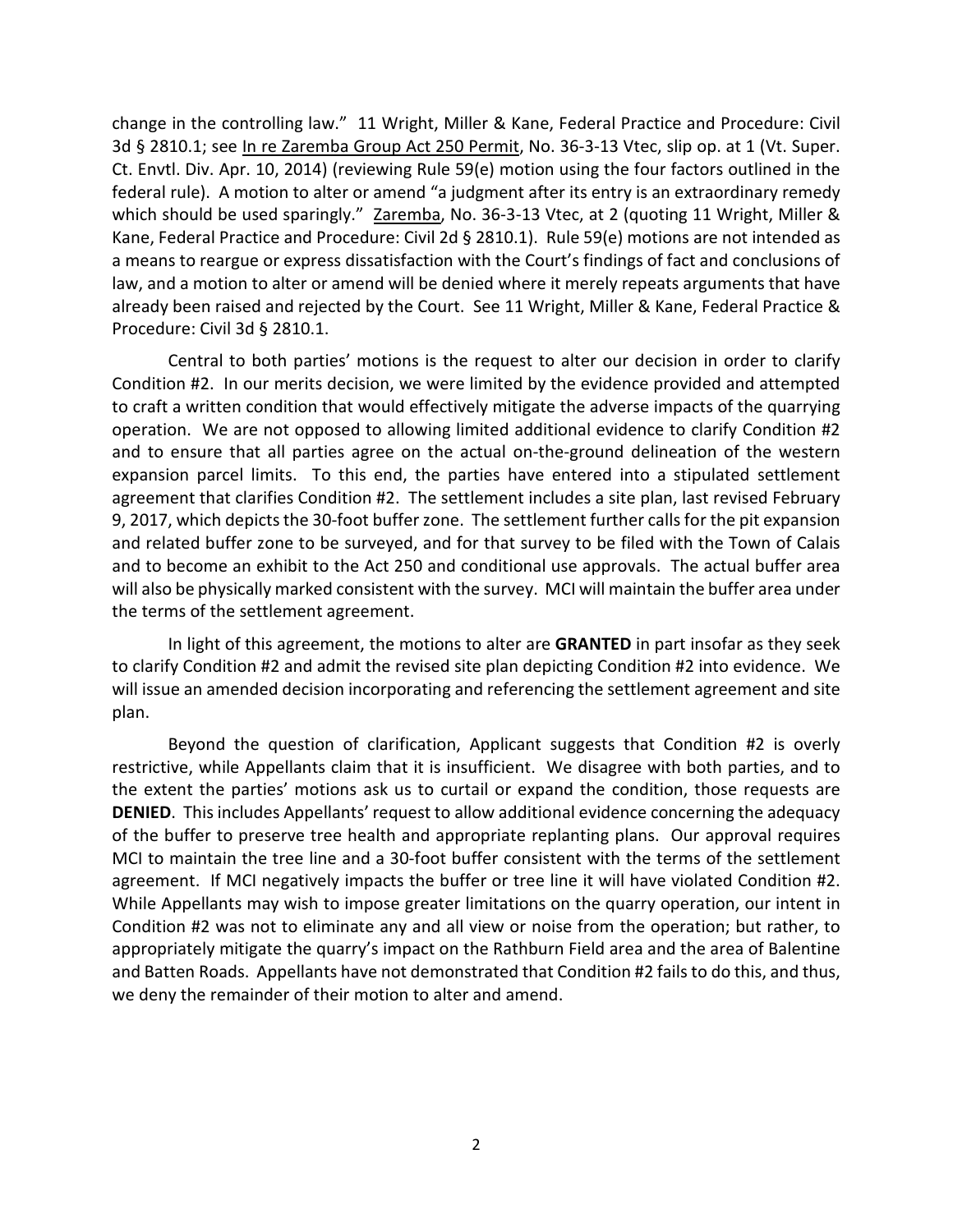change in the controlling law." 11 Wright, Miller & Kane, Federal Practice and Procedure: Civil 3d § 2810.1; see In re Zaremba Group Act 250 Permit, No. 36-3-13 Vtec, slip op. at 1 (Vt. Super. Ct. Envtl. Div. Apr. 10, 2014) (reviewing Rule 59(e) motion using the four factors outlined in the federal rule). A motion to alter or amend "a judgment after its entry is an extraordinary remedy which should be used sparingly." Zaremba, No. 36-3-13 Vtec, at 2 (quoting 11 Wright, Miller & Kane, Federal Practice and Procedure: Civil 2d § 2810.1). Rule 59(e) motions are not intended as a means to reargue or express dissatisfaction with the Court's findings of fact and conclusions of law, and a motion to alter or amend will be denied where it merely repeats arguments that have already been raised and rejected by the Court. See 11 Wright, Miller & Kane, Federal Practice & Procedure: Civil 3d § 2810.1.

Central to both parties' motions is the request to alter our decision in order to clarify Condition #2. In our merits decision, we were limited by the evidence provided and attempted to craft a written condition that would effectively mitigate the adverse impacts of the quarrying operation. We are not opposed to allowing limited additional evidence to clarify Condition #2 and to ensure that all parties agree on the actual on-the-ground delineation of the western expansion parcel limits. To this end, the parties have entered into a stipulated settlement agreement that clarifies Condition #2. The settlement includes a site plan, last revised February 9, 2017, which depicts the 30-foot buffer zone. The settlement further calls for the pit expansion and related buffer zone to be surveyed, and for that survey to be filed with the Town of Calais and to become an exhibit to the Act 250 and conditional use approvals. The actual buffer area will also be physically marked consistent with the survey. MCI will maintain the buffer area under the terms of the settlement agreement.

In light of this agreement, the motions to alter are **GRANTED** in part insofar as they seek to clarify Condition #2 and admit the revised site plan depicting Condition #2 into evidence. We will issue an amended decision incorporating and referencing the settlement agreement and site plan.

Beyond the question of clarification, Applicant suggests that Condition #2 is overly restrictive, while Appellants claim that it is insufficient. We disagree with both parties, and to the extent the parties' motions ask us to curtail or expand the condition, those requests are **DENIED**. This includes Appellants' request to allow additional evidence concerning the adequacy of the buffer to preserve tree health and appropriate replanting plans. Our approval requires MCI to maintain the tree line and a 30-foot buffer consistent with the terms of the settlement agreement. If MCI negatively impacts the buffer or tree line it will have violated Condition #2. While Appellants may wish to impose greater limitations on the quarry operation, our intent in Condition #2 was not to eliminate any and all view or noise from the operation; but rather, to appropriately mitigate the quarry's impact on the Rathburn Field area and the area of Balentine and Batten Roads. Appellants have not demonstrated that Condition #2 fails to do this, and thus, we deny the remainder of their motion to alter and amend.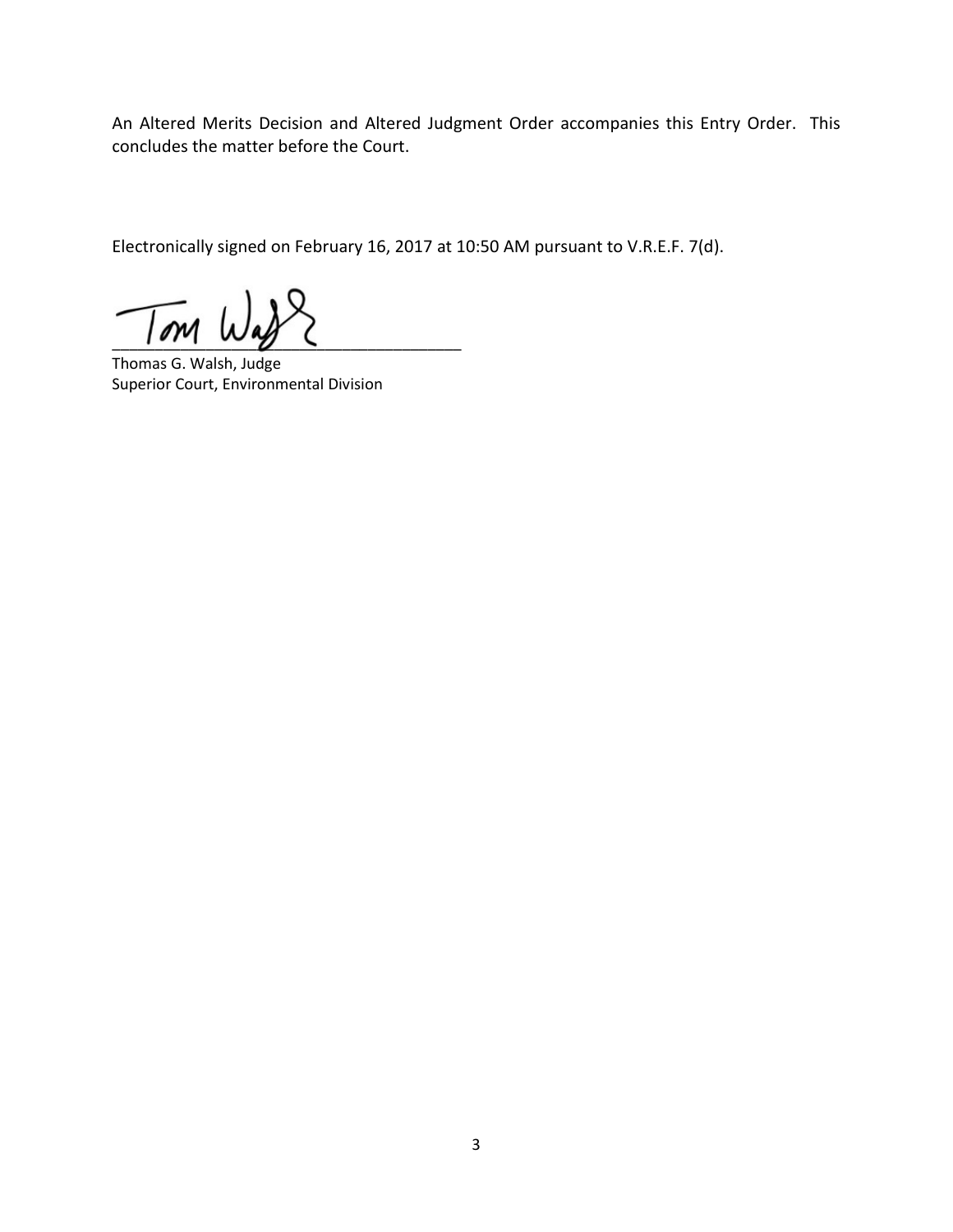An Altered Merits Decision and Altered Judgment Order accompanies this Entry Order. This concludes the matter before the Court.

Electronically signed on February 16, 2017 at 10:50 AM pursuant to V.R.E.F. 7(d).

_________________________________________

Thomas G. Walsh, Judge
Superior Court, Environmental Division